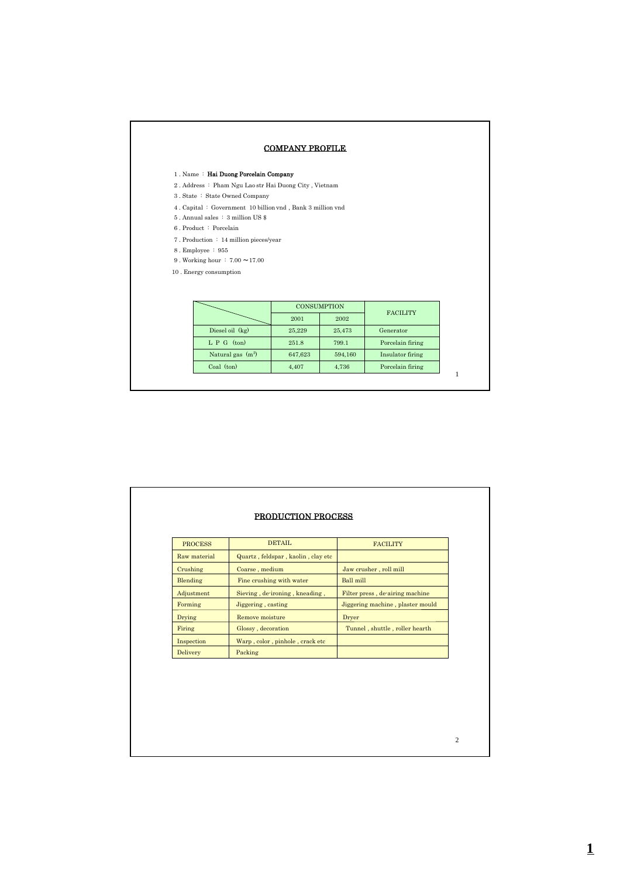## COMPANY PROFILE

1 . Name ： **Hai Duong Porcelain Company**

2 . Address ： Pham Ngu Lao str Hai Duong City , Vietnam

3 . State ： State Owned Company

4 . Capital ： Government 10 billion vnd , Bank 3 million vnd

5 . Annual sales ： 3 million US $

6 . Product ： Porcelain

7 . Production ： 14 million pieces/year

8 . Employee ： 955

9 . Working hour ： 7.00 ～17.00

10 . Energy consumption

| | CONSUMPTION | | FACILITY |
|---|---|---|---|
| | 2001 | 2002 | |
| Diesel oil (kg) | 25,229 | 25,473 | Generator |
| L P G (ton) | 251.8 | 799.1 | Porcelain firing |
| Natural gas ($m^3$) | 647,623 | 594,160 | Insulator firing |
| Coal (ton) | 4,407 | 4,736 | Porcelain firing |

## PRODUCTION PROCESS

| PROCESS | DETAIL | FACILITY |
|---|---|---|
| Raw material | Quartz , feldspar , kaolin , clay etc | |
| Crushing | Coarse , medium | Jaw crusher , roll mill |
| Blending | Fine crushing with water | Ball mill |
| Adjustment | Sieving , de-ironing , kneading , | Filter press , de-airing machine |
| Forming | Jiggering , casting | Jiggering machine , plaster mould |
| Drying | Remove moisture | Dryer |
| Firing | Glossy , decoration | Tunnel , shuttle , roller hearth |
| Inspection | Warp , color , pinhole , crack etc | |
| Delivery | Packing | |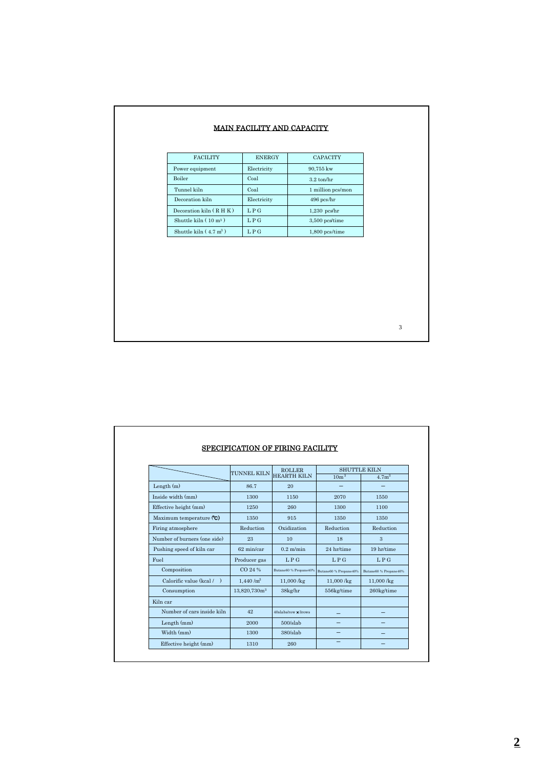## MAIN FACILITY AND CAPACITY

| FACILITY | ENERGY | CAPACITY |
|---|---|---|
| Power equipment | Electricity | 90,755 kw |
| Boiler | Coal | 3.2 ton/hr |
| Tunnel kiln | Coal | 1 million pcs/mon |
| Decoration kiln | Electricity | 496 pcs/hr |
| Decoration kiln ( R H K ) | L P G | 1,230 pcs/hr |
| Shuttle kiln ( 10 $m^3$ ) | L P G | 3,500 pcs/time |
| Shuttle kiln ( 4.7 $m^3$ ) | L P G | 1,800 pcs/time |

## SPECIFICATION OF FIRING FACILITY

| | TUNNEL KILN | ROLLER HEARTH KILN | SHUTTLE KILN | |
|---|---|---|---|---|
| | | | $10m^3$ | $4.7m^3$ |
| Length (m) | 86.7 | 20 | – | – |
| Inside width (mm) | 1300 | 1150 | 2070 | 1550 |
| Effective height (mm) | 1250 | 260 | 1300 | 1100 |
| Maximum temperature (℃) | 1350 | 915 | 1350 | 1350 |
| Firing atmosphere | Reduction | Oxidization | Reduction | Reduction |
| Number of burners (one side) | 23 | 10 | 18 | 3 |
| Pushing speed of kiln car | 62 min/car | 0.2 m/min | 24 hr/time | 19 hr/time |
| Fuel | Producer gas | L P G | L P G | L P G |
| Composition | CO 24 % | Butane60 % Propane40% | Butane60 % Propane40% | Butane60 % Propane40% |
| Calorific value (kcal / ) | 1,440 /$m^3$ | 11,000 /kg | 11,000 /kg | 11,000 /kg |
| Consumption | 13,820,730$m^3$ | 38kg/hr | 556kg/time | 260kg/time |
| Kiln car | | | | |
| Number of cars inside kiln | 42 | 40slabs/row × 3rows | – | – |
| Length (mm) | 2000 | 500/slab | – | – |
| Width (mm) | 1300 | 380/slab | – | – |
| Effective height (mm) | 1310 | 260 | – | – |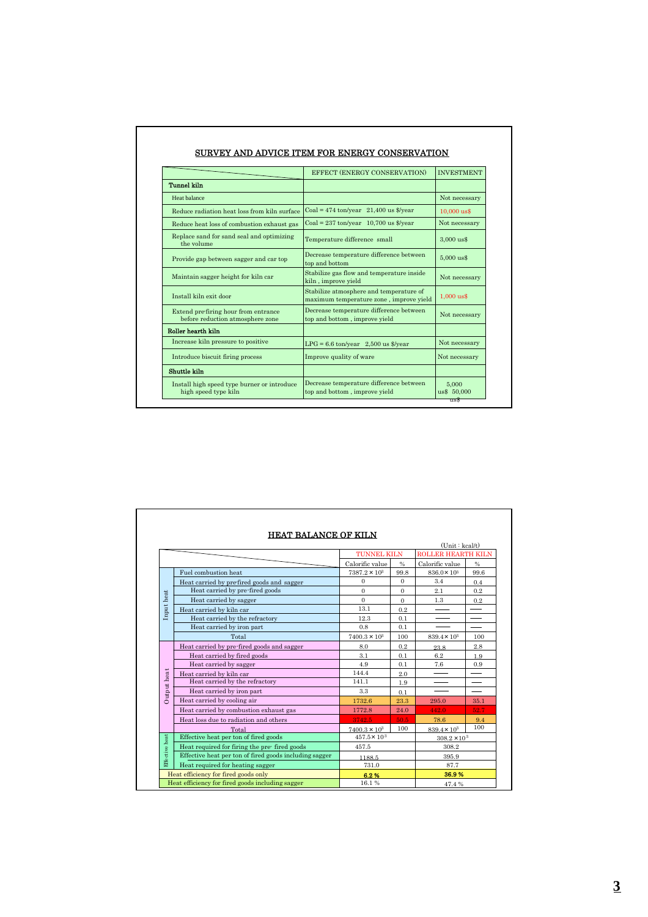## SURVEY AND ADVICE ITEM FOR ENERGY CONSERVATION

| | EFFECT (ENERGY CONSERVATION) | INVESTMENT |
|---|---|---|
| **Tunnel kiln** | | |
| Heat balance | | Not necessary |
| Reduce radiation heat loss from kiln surface | Coal = 474 ton/year 21,400 us $/year | 10,000 us$ |
| Reduce heat loss of combustion exhaust gas | Coal = 237 ton/year 10,700 us $/year | Not necessary |
| Replace sand for sand seal and optimizing the volume | Temperature difference small | 3,000 us$ |
| Provide gap between sagger and car top | Decrease temperature difference between top and bottom | 5,000 us$ |
| Maintain sagger height for kiln car | Stabilize gas flow and temperature inside kiln , improve yield | Not necessary |
| Install kiln exit door | Stabilize atmosphere and temperature of maximum temperature zone , improve yield | 1,000 us$ |
| Extend pre-firing hour from entrance before reduction atmosphere zone | Decrease temperature difference between top and bottom , improve yield | Not necessary |
| **Roller hearth kiln** | | |
| Increase kiln pressure to positive | LPG = 6.6 ton/year 2,500 us $/year | Not necessary |
| Introduce biscuit firing process | Improve quality of ware | Not necessary |
| **Shuttle kiln** | | |
| Install high speed type burner or introduce high speed type kiln | Decrease temperature difference between top and bottom , improve yield | 5,000 us$ 50,000 us$ |

## HEAT BALANCE OF KILN

(Unit : kcal/t)

| | | TUNNEL KILN | | ROLLER HEARTH KILN | |
|---|---|---|---|---|---|
| | | Calorific value | % | Calorific value | % |
| Input heat | Fuel combustion heat | $7387.2 \times 10^3$ | 99.8 | $836.0 \times 10^3$ | 99.6 |
| | Heat carried by pre-fired goods and sagger | 0 | 0 | 3.4 | 0.4 |
| | Heat carried by pre-fired goods | 0 | 0 | 2.1 | 0.2 |
| | Heat carried by sagger | 0 | 0 | 1.3 | 0.2 |
| | Heat carried by kiln car | 13.1 | 0.2 | —— | —— |
| | Heat carried by the refractory | 12.3 | 0.1 | —— | —— |
| | Heat carried by iron part | 0.8 | 0.1 | —— | —— |
| | Total | $7400.3 \times 10^3$ | 100 | $839.4 \times 10^3$ | 100 |
| Output heat | Heat carried by pre-fired goods and sagger | 8.0 | 0.2 | 23.8 | 2.8 |
| | Heat carried by fired goods | 3.1 | 0.1 | 6.2 | 1.9 |
| | Heat carried by sagger | 4.9 | 0.1 | 7.6 | 0.9 |
| | Heat carried by kiln car | 144.4 | 2.0 | —— | —— |
| | Heat carried by the refractory | 141.1 | 1.9 | —— | —— |
| | Heat carried by iron part | 3.3 | 0.1 | —— | —— |
| | Heat carried by cooling air | 1732.6 | 23.3 | 295.0 | 35.1 |
| | Heat carried by combustion exhaust gas | 1772.8 | 24.0 | 442.0 | 52.7 |
| | Heat loss due to radiation and others | 3742.5 | 50.5 | 78.6 | 9.4 |
| | Total | $7400.3 \times 10^3$ | 100 | $839.4 \times 10^3$ | 100 |
| Effective heat | Effective heat per ton of fired goods | $457.5 \times 10^3$ | | $308.2 \times 10^3$ | |
| | Heat required for firing the pre- fired goods | 457.5 | | 308.2 | |
| | Effective heat per ton of fired goods including sagger | 1188.5 | | 395.9 | |
| | Heat required for heating sagger | 731.0 | | 87.7 | |
| Heat efficiency for fired goods only | | **6.2 %** | | **36.9 %** | |
| Heat efficiency for fired goods including sagger | | 16.1 % | | 47.4 % | |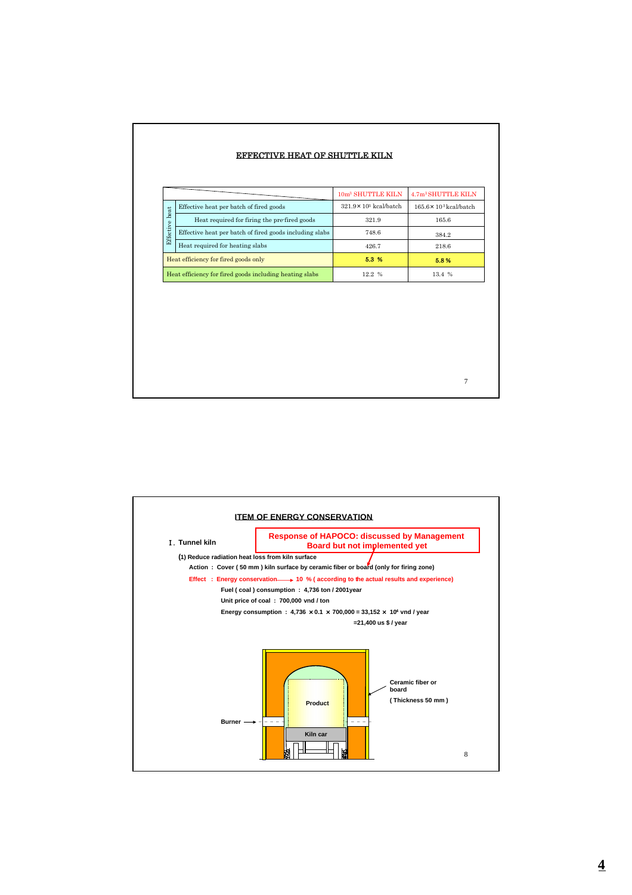## EFFECTIVE HEAT OF SHUTTLE KILN

| | | $10m^3$ SHUTTLE KILN | $4.7m^3$ SHUTTLE KILN |
|---|---|---|---|
| Effective heat | Effective heat per batch of fired goods | $321.9 \times 10^3$ kcal/batch | $165.6 \times 10^3$ kcal/batch |
| | Heat required for firing the pre-fired goods | 321.9 | 165.6 |
| | Effective heat per batch of fired goods including slabs | 748.6 | 384.2 |
| | Heat required for heating slabs | 426.7 | 218.6 |
| Heat efficiency for fired goods only | | **5.3 %** | **5.8 %** |
| Heat efficiency for fired goods including heating slabs | | 12.2 % | 13.4 % |

## ITEM OF ENERGY CONSERVATION

**Response of HAPOCO: discussed by Management Board but not implemented yet**

**Ⅰ. Tunnel kiln**

**(1) Reduce radiation heat loss from kiln surface**

**Action : Cover ( 50 mm ) kiln surface by ceramic fiber or board (only for firing zone)**

**Effect : Energy conservation → 10 % ( according to the actual results and experience)**

**Fuel ( coal ) consumption : 4,736 ton / 2001year**

**Unit price of coal : 700,000 vnd / ton**

**Energy consumption : 4,736 × 0.1 × 700,000 = 33,152 × $10^4$ vnd / year**

**=21,400 us $ / year**

Ceramic fiber or board

( Thickness 50 mm )

Product

Burner

Kiln car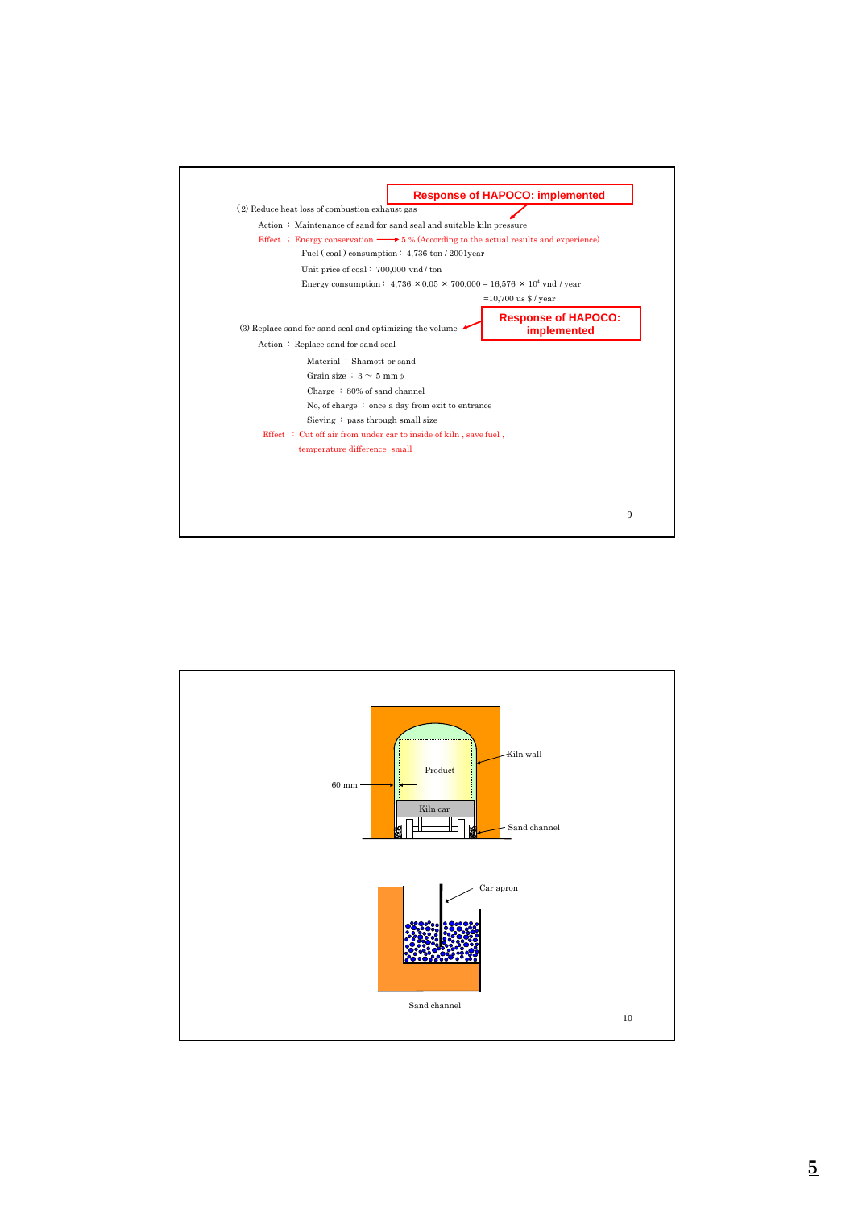**Response of HAPOCO: implemented**

(2) Reduce heat loss of combustion exhaust gas

Action ： Maintenance of sand for sand seal and suitable kiln pressure

Effect ： Energy conservation ——→ 5 % (According to the actual results and experience)

Fuel ( coal ) consumption： 4,736 ton / 2001year

Unit price of coal： 700,000 vnd / ton

Energy consumption： 4,736 × 0.05 × 700,000 = 16,576 × $10^4$ vnd / year

=10,700 us $ / year

**Response of HAPOCO: implemented**

(3) Replace sand for sand seal and optimizing the volume

Action ： Replace sand for sand seal

Material ： Shamott or sand

Grain size ： 3 ～ 5 mm φ

Charge ： 80% of sand channel

No, of charge ： once a day from exit to entrance

Sieving ： pass through small size

Effect ： Cut off air from under car to inside of kiln , save fuel , temperature difference small

Kiln wall

Product

60 mm

Kiln car

Sand channel

Car apron

Sand channel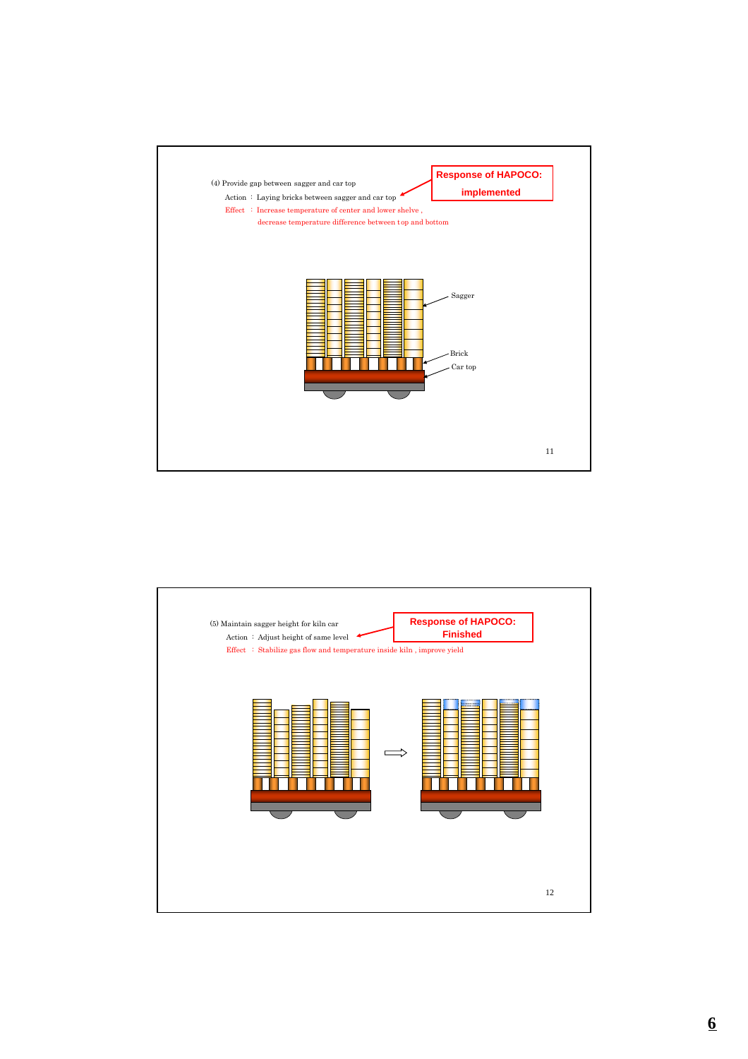(4) Provide gap between sagger and car top

Action : Laying bricks between sagger and car top

Effect : Increase temperature of center and lower shelve , decrease temperature difference between top and bottom

**Response of HAPOCO: implemented**

Sagger

Brick

Car top

---

(5) Maintain sagger height for kiln car

Action : Adjust height of same level

Effect : Stabilize gas flow and temperature inside kiln , improve yield

**Response of HAPOCO: Finished**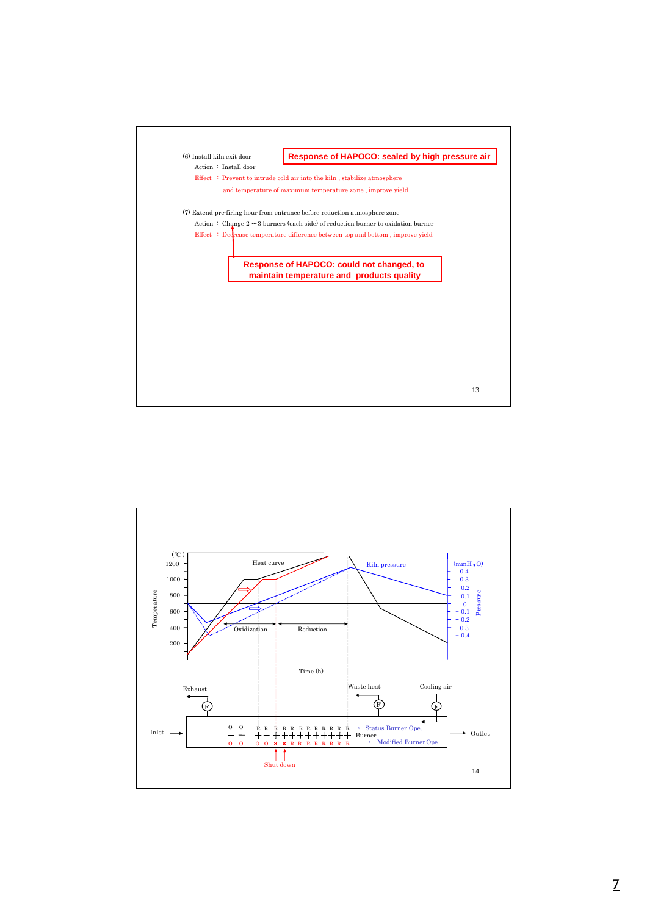(6) Install kiln exit door

Action ： Install door

Effect ： Prevent to intrude cold air into the kiln , stabilize atmosphere and temperature of maximum temperature zone , improve yield

**Response of HAPOCO: sealed by high pressure air**

(7) Extend pre-firing hour from entrance before reduction atmosphere zone

Action ： Change 2 ～3 burners (each side) of reduction burner to oxidation burner

Effect ： Decrease temperature difference between top and bottom , improve yield

**Response of HAPOCO: could not changed, to maintain temperature and products quality**

(℃)
1200
1000
800
600
400
200
Temperature
Heat curve
Kiln pressure
($mmH_2O$)
0.4
0.3
0.2
0.1
0
－0.1
－0.2
－0.3
－0.4
Pressure
Oxidization
Reduction
Time (h)

Exhaust
Waste heat
Cooling air
F
Inlet
Outlet
O O R R R R R R R R R R R
O O O O × × R R R R R R R
← Status Burner Ope.
Burner
← Modified Burner Ope.
Shut down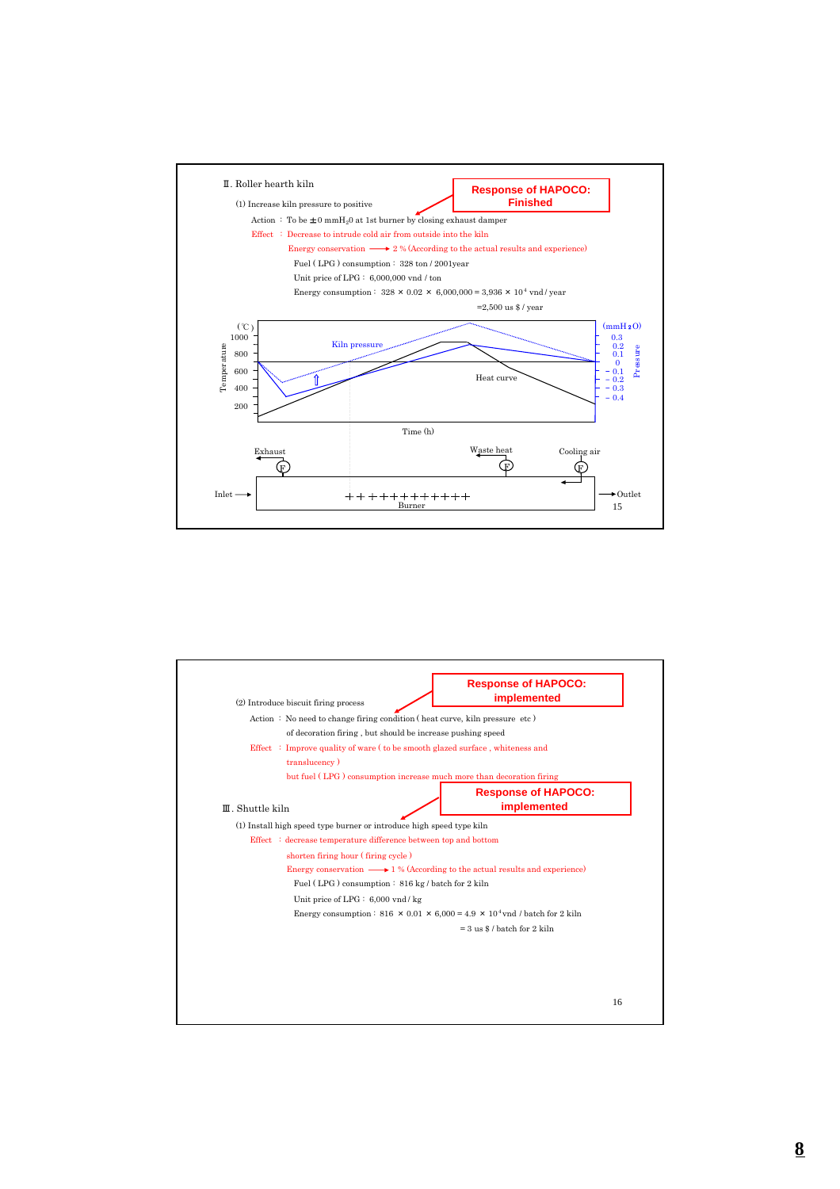## Ⅱ. Roller hearth kiln

**Response of HAPOCO: Finished**

(1) Increase kiln pressure to positive

Action ： To be ±0 $mmH_2O$ at 1st burner by closing exhaust damper

Effect ： Decrease to intrude cold air from outside into the kiln

Energy conservation ⟶ 2 % (According to the actual results and experience)

Fuel ( LPG ) consumption ： 328 ton / 2001year

Unit price of LPG ： 6,000,000 vnd / ton

Energy consumption ： 328 × 0.02 × 6,000,000 = 3,936 × $10^4$ vnd / year

=2,500 us $ / year

(℃)
1000
800
600
400
200
Temperature
Kiln pressure
Heat curve
Time (h)
($mmH_2O$)
0.3
0.2
0.1
0
－0.1
－0.2
－0.3
－0.4
Pressure
Exhaust
Waste heat
Cooling air
F
Inlet
Outlet
Burner

---

**Response of HAPOCO: implemented**

(2) Introduce biscuit firing process

Action ： No need to change firing condition ( heat curve, kiln pressure etc )
of decoration firing , but should be increase pushing speed

Effect ： Improve quality of ware ( to be smooth glazed surface , whiteness and translucency )
but fuel ( LPG ) consumption increase much more than decoration firing

## Ⅲ. Shuttle kiln

**Response of HAPOCO: implemented**

(1) Install high speed type burner or introduce high speed type kiln

Effect ： decrease temperature difference between top and bottom
shorten firing hour ( firing cycle )

Energy conservation ⟶ 1 % (According to the actual results and experience)

Fuel ( LPG ) consumption ： 816 kg / batch for 2 kiln

Unit price of LPG ： 6,000 vnd / kg

Energy consumption ： 816 × 0.01 × 6,000 = 4.9 × $10^4$ vnd / batch for 2 kiln

= 3 us $ / batch for 2 kiln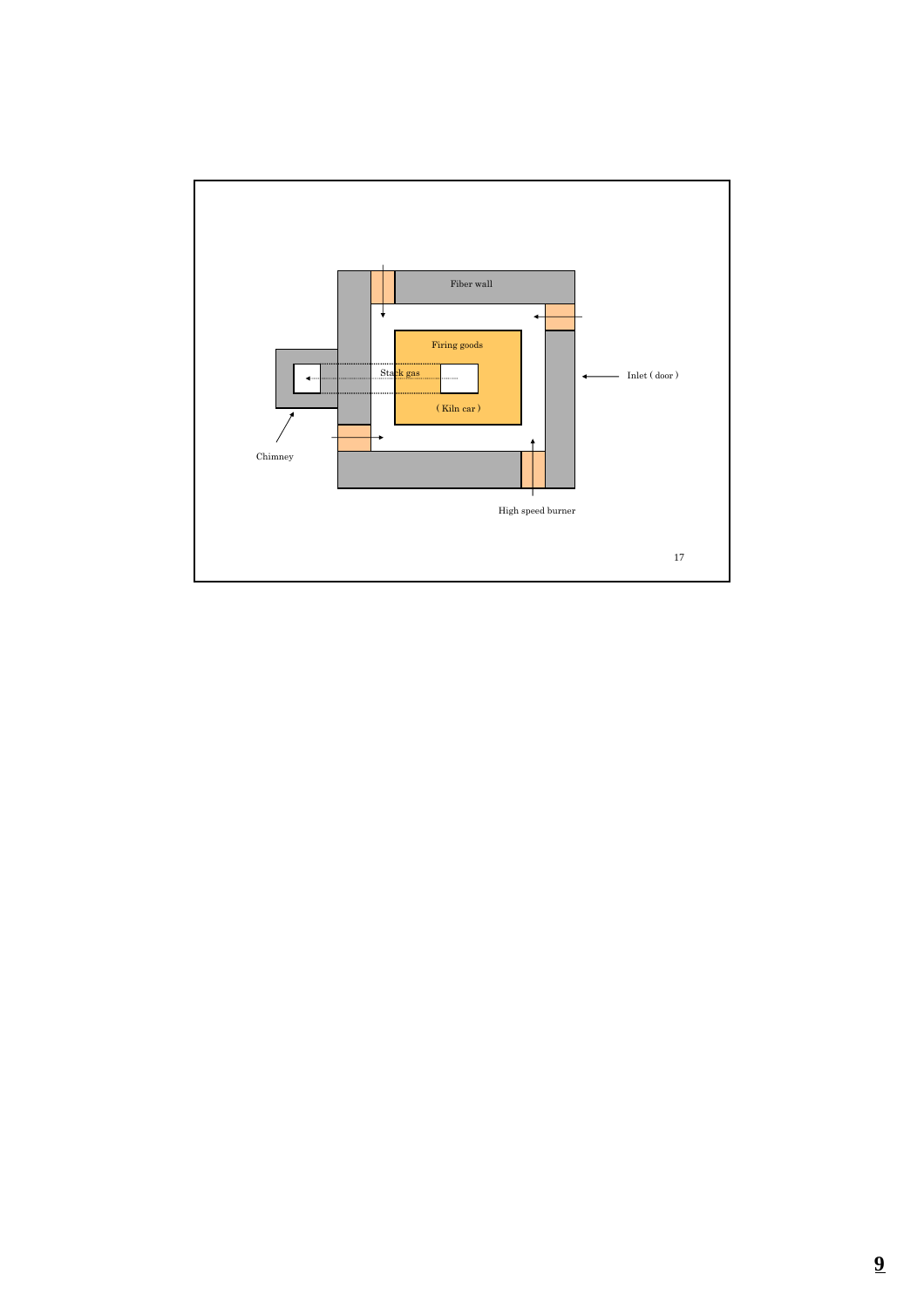Fiber wall

Firing goods

Stack gas

( Kiln car )

Inlet ( door )

Chimney

High speed burner